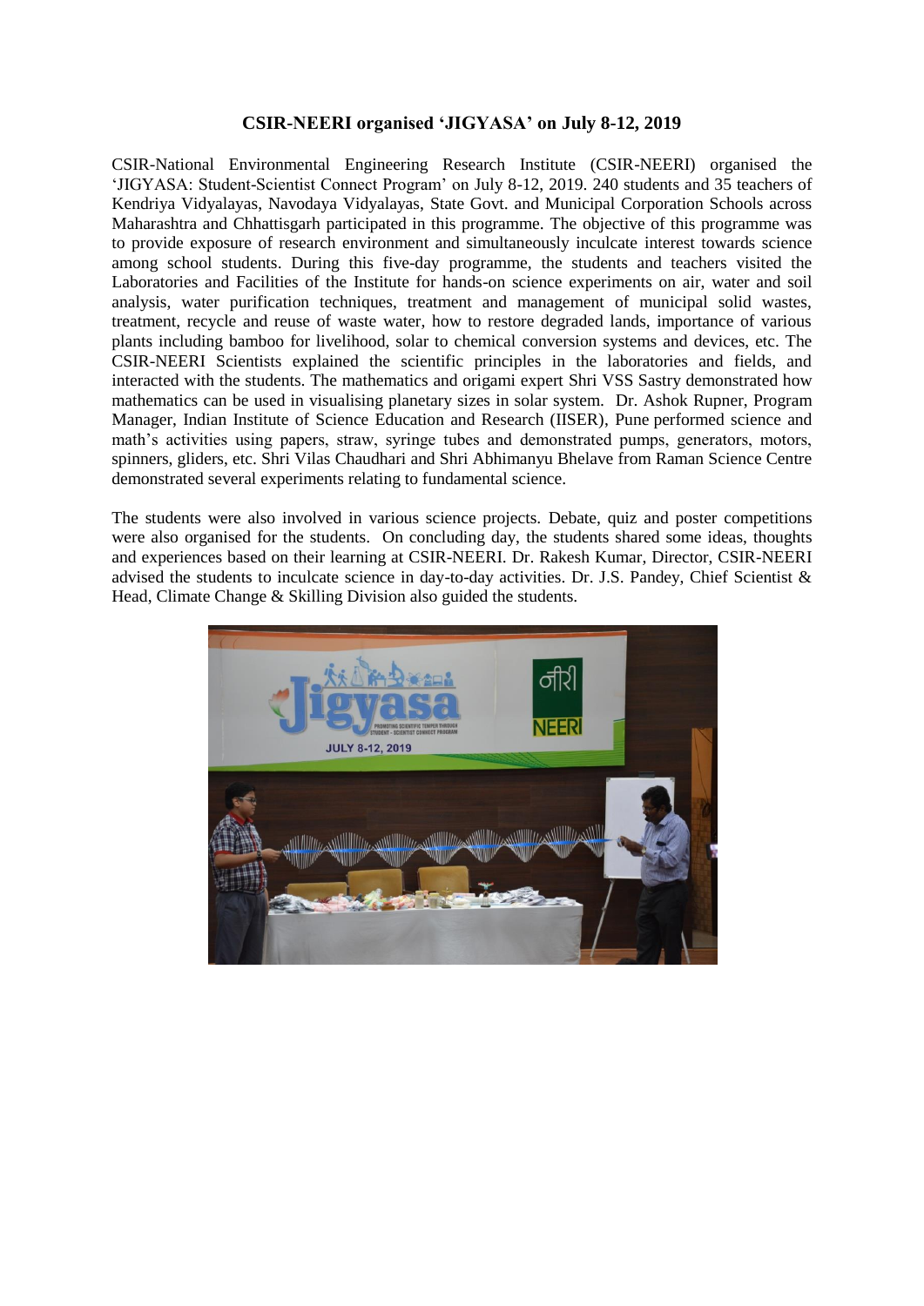# CSIR-NEERI organised 'JIGYASA' on July 8-12, 2019

CSIR-National Environmental Engineering Research Institute (CSIR-NEERI) organised the 'JIGYASA: Student-Scientist Connect Program' on July 8-12, 2019. 240 students and 35 teachers of Kendriya Vidyalayas, Navodaya Vidyalayas, State Govt. and Municipal Corporation Schools across Maharashtra and Chhattisgarh participated in this programme. The objective of this programme was to provide exposure of research environment and simultaneously inculcate interest towards science among school students. During this five-day programme, the students and teachers visited the Laboratories and Facilities of the Institute for hands-on science experiments on air, water and soil analysis, water purification techniques, treatment and management of municipal solid wastes, treatment, recycle and reuse of waste water, how to restore degraded lands, importance of various plants including bamboo for livelihood, solar to chemical conversion systems and devices, etc. The CSIR-NEERI Scientists explained the scientific principles in the laboratories and fields, and interacted with the students. The mathematics and origami expert Shri VSS Sastry demonstrated how mathematics can be used in visualising planetary sizes in solar system. Dr. Ashok Rupner, Program Manager, Indian Institute of Science Education and Research (IISER), Pune performed science and math's activities using papers, straw, syringe tubes and demonstrated pumps, generators, motors, spinners, gliders, etc. Shri Vilas Chaudhari and Shri Abhimanyu Bhelave from Raman Science Centre demonstrated several experiments relating to fundamental science.

The students were also involved in various science projects. Debate, quiz and poster competitions were also organised for the students. On concluding day, the students shared some ideas, thoughts and experiences based on their learning at CSIR-NEERI. Dr. Rakesh Kumar, Director, CSIR-NEERI advised the students to inculcate science in day-to-day activities. Dr. J.S. Pandey, Chief Scientist & Head, Climate Change & Skilling Division also guided the students.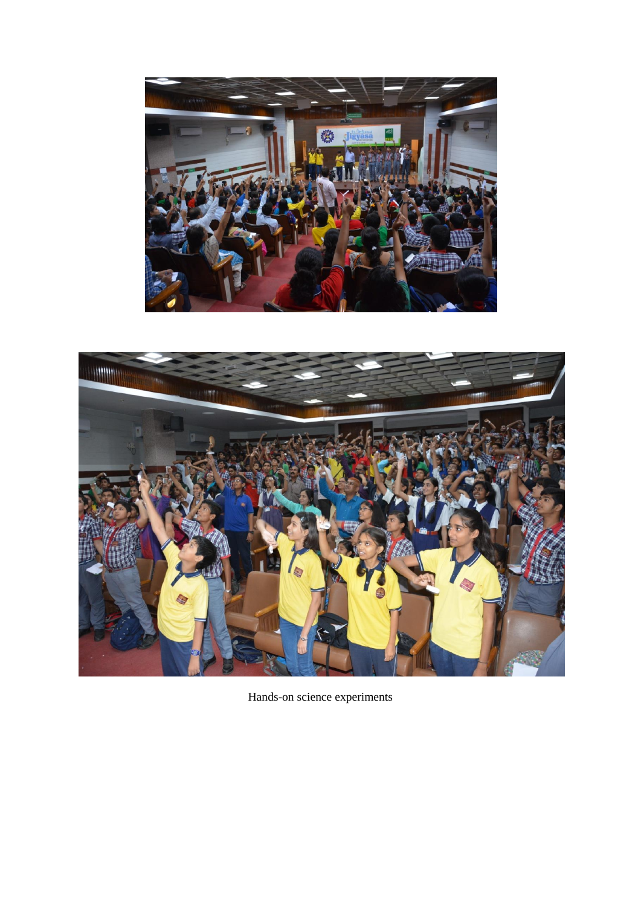Hands-on science experiments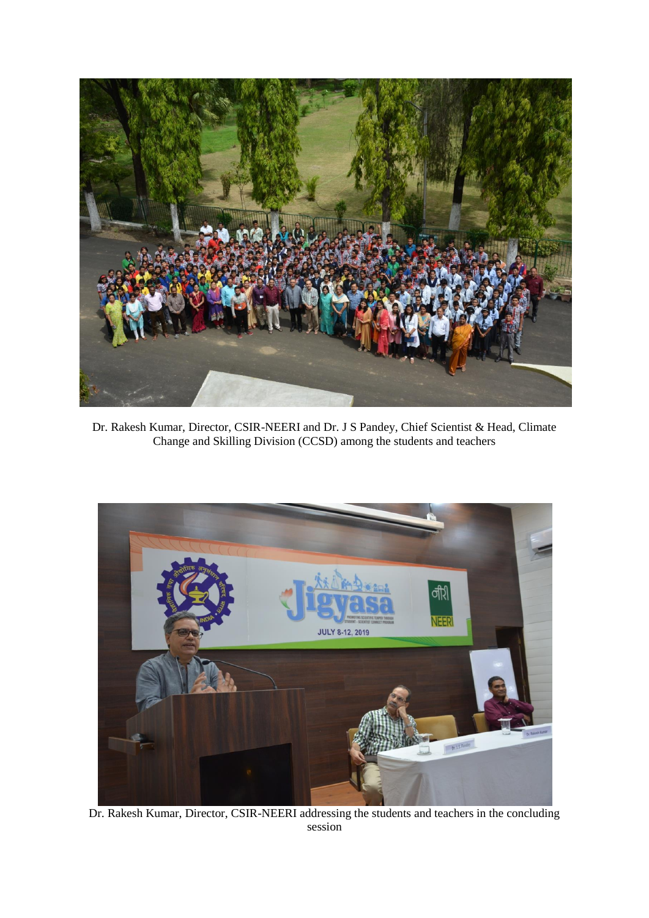Dr. Rakesh Kumar, Director, CSIR-NEERI and Dr. J S Pandey, Chief Scientist & Head, Climate Change and Skilling Division (CCSD) among the students and teachers

Dr. Rakesh Kumar, Director, CSIR-NEERI addressing the students and teachers in the concluding session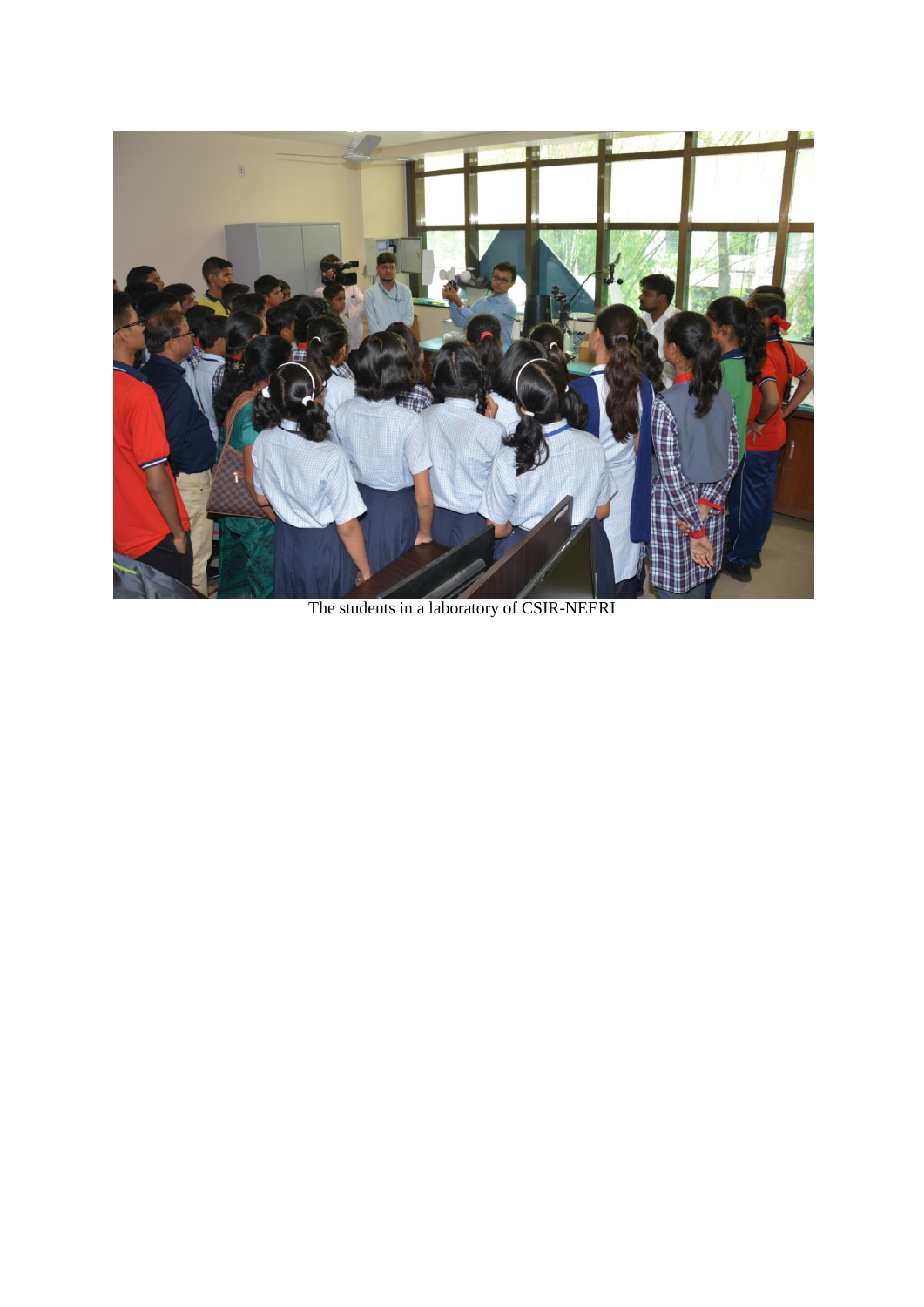The students in a laboratory of CSIR-NEERI